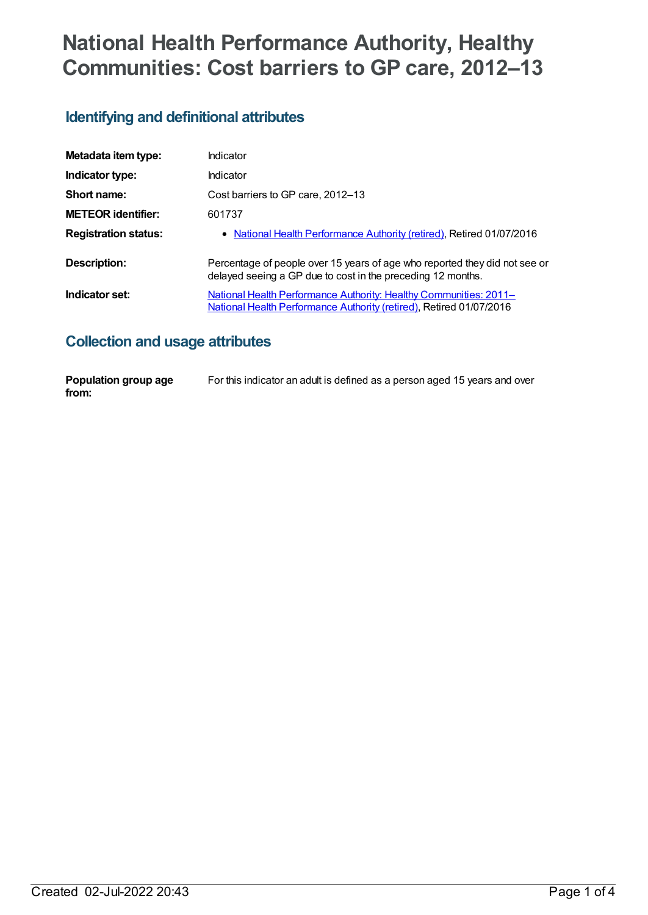# National Health Performance Authority, Healthy Communities: Cost barriers to GP care, 2012–13

## Identifying and definitional attributes

| | |
|---|---|
| **Metadata item type:** | Indicator |
| **Indicator type:** | Indicator |
| **Short name:** | Cost barriers to GP care, 2012–13 |
| **METEOR identifier:** | 601737 |
| **Registration status:** | • National Health Performance Authority (retired), Retired 01/07/2016 |
| **Description:** | Percentage of people over 15 years of age who reported they did not see or delayed seeing a GP due to cost in the preceding 12 months. |
| **Indicator set:** | National Health Performance Authority: Healthy Communities: 2011– National Health Performance Authority (retired), Retired 01/07/2016 |

## Collection and usage attributes

| | |
|---|---|
| **Population group age from:** | For this indicator an adult is defined as a person aged 15 years and over |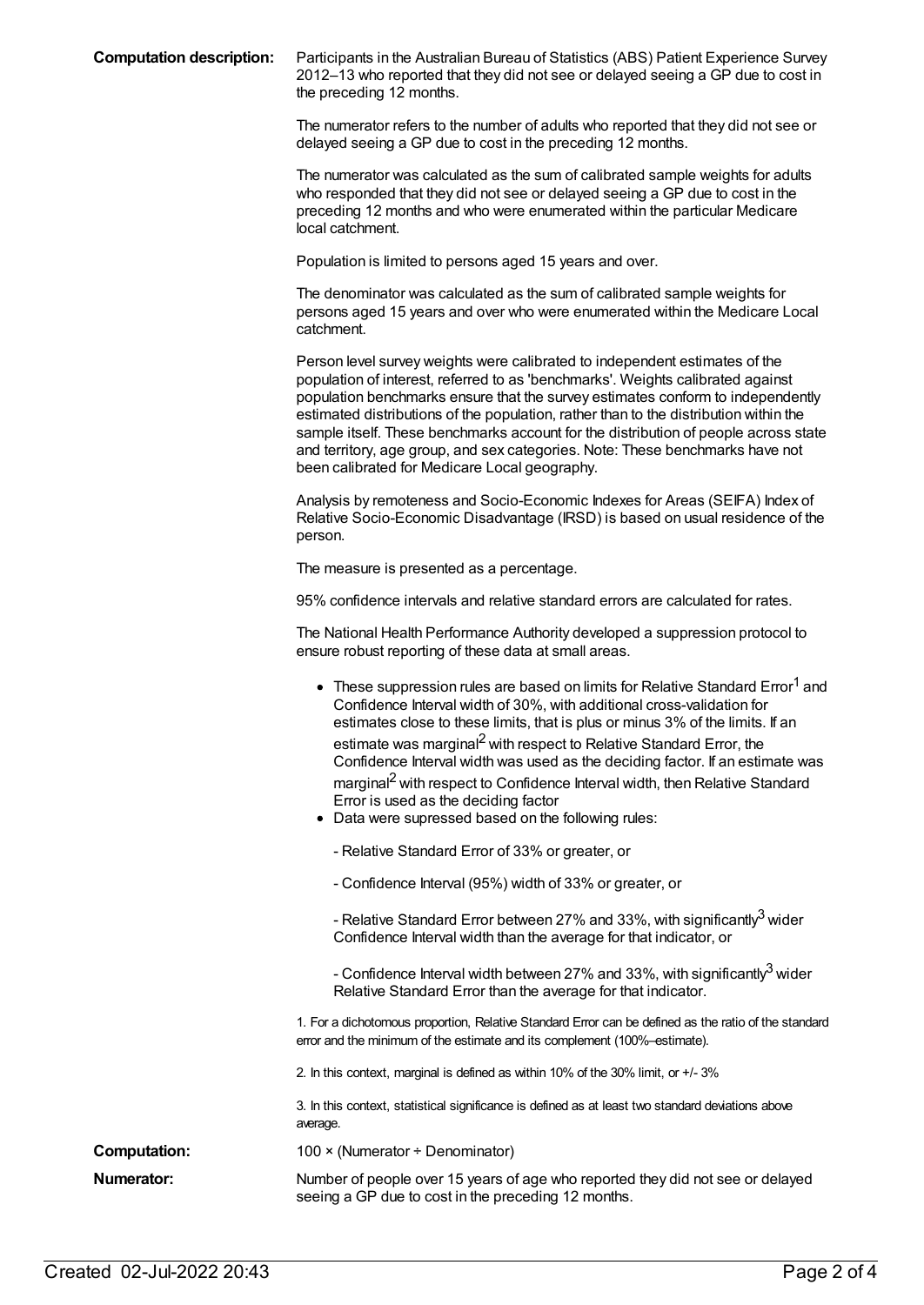**Computation description:** Participants in the Australian Bureau of Statistics (ABS) Patient Experience Survey 2012–13 who reported that they did not see or delayed seeing a GP due to cost in the preceding 12 months.

The numerator refers to the number of adults who reported that they did not see or delayed seeing a GP due to cost in the preceding 12 months.

The numerator was calculated as the sum of calibrated sample weights for adults who responded that they did not see or delayed seeing a GP due to cost in the preceding 12 months and who were enumerated within the particular Medicare local catchment.

Population is limited to persons aged 15 years and over.

The denominator was calculated as the sum of calibrated sample weights for persons aged 15 years and over who were enumerated within the Medicare Local catchment.

Person level survey weights were calibrated to independent estimates of the population of interest, referred to as 'benchmarks'. Weights calibrated against population benchmarks ensure that the survey estimates conform to independently estimated distributions of the population, rather than to the distribution within the sample itself. These benchmarks account for the distribution of people across state and territory, age group, and sex categories. Note: These benchmarks have not been calibrated for Medicare Local geography.

Analysis by remoteness and Socio-Economic Indexes for Areas (SEIFA) Index of Relative Socio-Economic Disadvantage (IRSD) is based on usual residence of the person.

The measure is presented as a percentage.

95% confidence intervals and relative standard errors are calculated for rates.

The National Health Performance Authority developed a suppression protocol to ensure robust reporting of these data at small areas.

- These suppression rules are based on limits for Relative Standard Error[1] and Confidence Interval width of 30%, with additional cross-validation for estimates close to these limits, that is plus or minus 3% of the limits. If an estimate was marginal[2] with respect to Relative Standard Error, the Confidence Interval width was used as the deciding factor. If an estimate was marginal[2] with respect to Confidence Interval width, then Relative Standard Error is used as the deciding factor
- Data were supressed based on the following rules:

  - Relative Standard Error of 33% or greater, or

  - Confidence Interval (95%) width of 33% or greater, or

  - Relative Standard Error between 27% and 33%, with significantly[3] wider Confidence Interval width than the average for that indicator, or

  - Confidence Interval width between 27% and 33%, with significantly[3] wider Relative Standard Error than the average for that indicator.

1. For a dichotomous proportion, Relative Standard Error can be defined as the ratio of the standard error and the minimum of the estimate and its complement (100%–estimate).

2. In this context, marginal is defined as within 10% of the 30% limit, or +/- 3%

3. In this context, statistical significance is defined as at least two standard deviations above average.

**Computation:** 100 × (Numerator ÷ Denominator)

**Numerator:** Number of people over 15 years of age who reported they did not see or delayed seeing a GP due to cost in the preceding 12 months.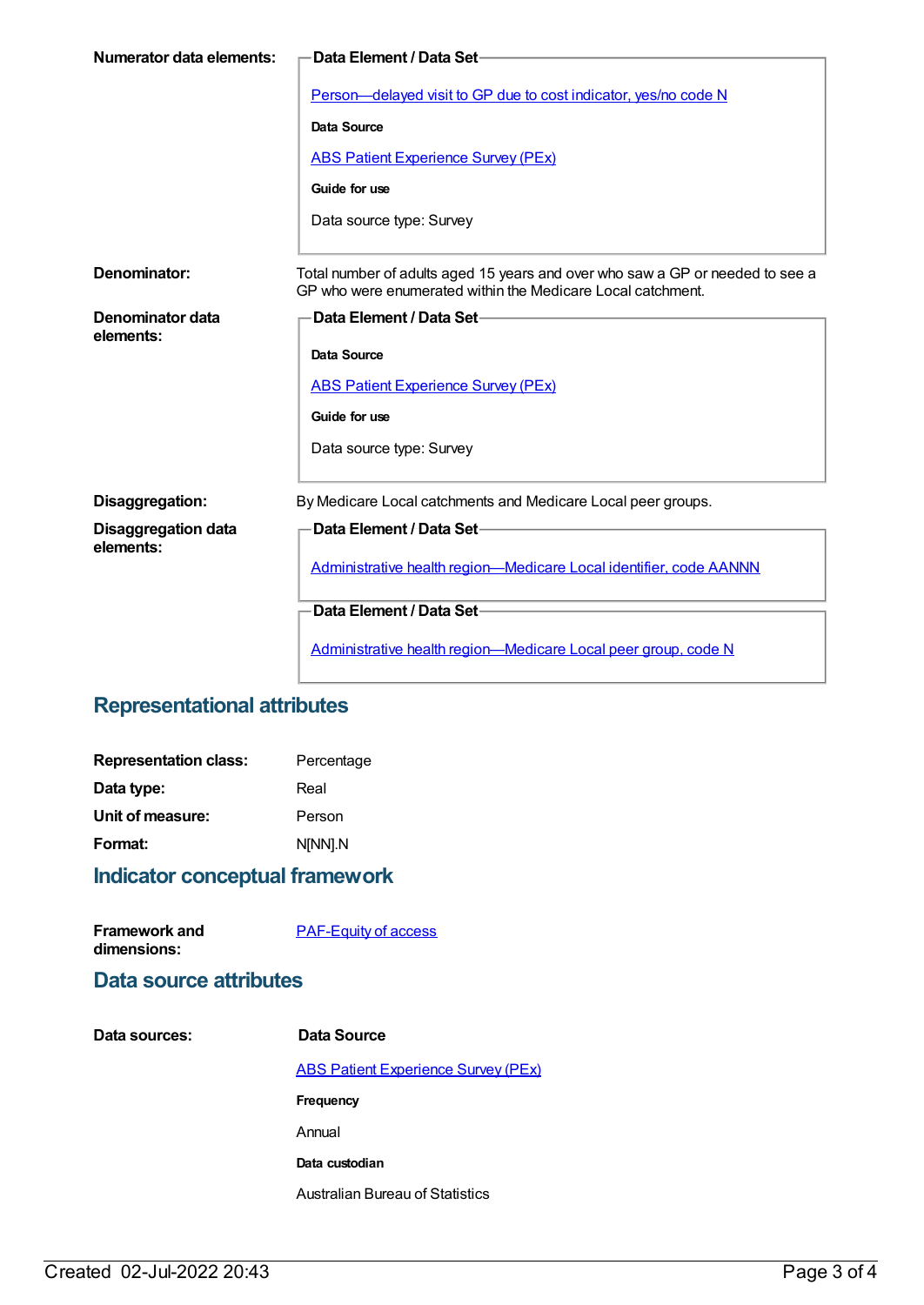**Numerator data elements:**

**Data Element / Data Set**

Person—delayed visit to GP due to cost indicator, yes/no code N

**Data Source**

ABS Patient Experience Survey (PEx)

**Guide for use**

Data source type: Survey

**Denominator:** Total number of adults aged 15 years and over who saw a GP or needed to see a GP who were enumerated within the Medicare Local catchment.

**Denominator data elements:**

**Data Element / Data Set**

**Data Source**

ABS Patient Experience Survey (PEx)

**Guide for use**

Data source type: Survey

**Disaggregation:** By Medicare Local catchments and Medicare Local peer groups.

**Disaggregation data elements:**

**Data Element / Data Set**

Administrative health region—Medicare Local identifier, code AANNN

**Data Element / Data Set**

Administrative health region—Medicare Local peer group, code N

## Representational attributes

**Representation class:** Percentage

**Data type:** Real

**Unit of measure:** Person

**Format:** N[NN].N

## Indicator conceptual framework

**Framework and dimensions:** PAF-Equity of access

## Data source attributes

**Data sources:**

**Data Source**

ABS Patient Experience Survey (PEx)

**Frequency**

Annual

**Data custodian**

Australian Bureau of Statistics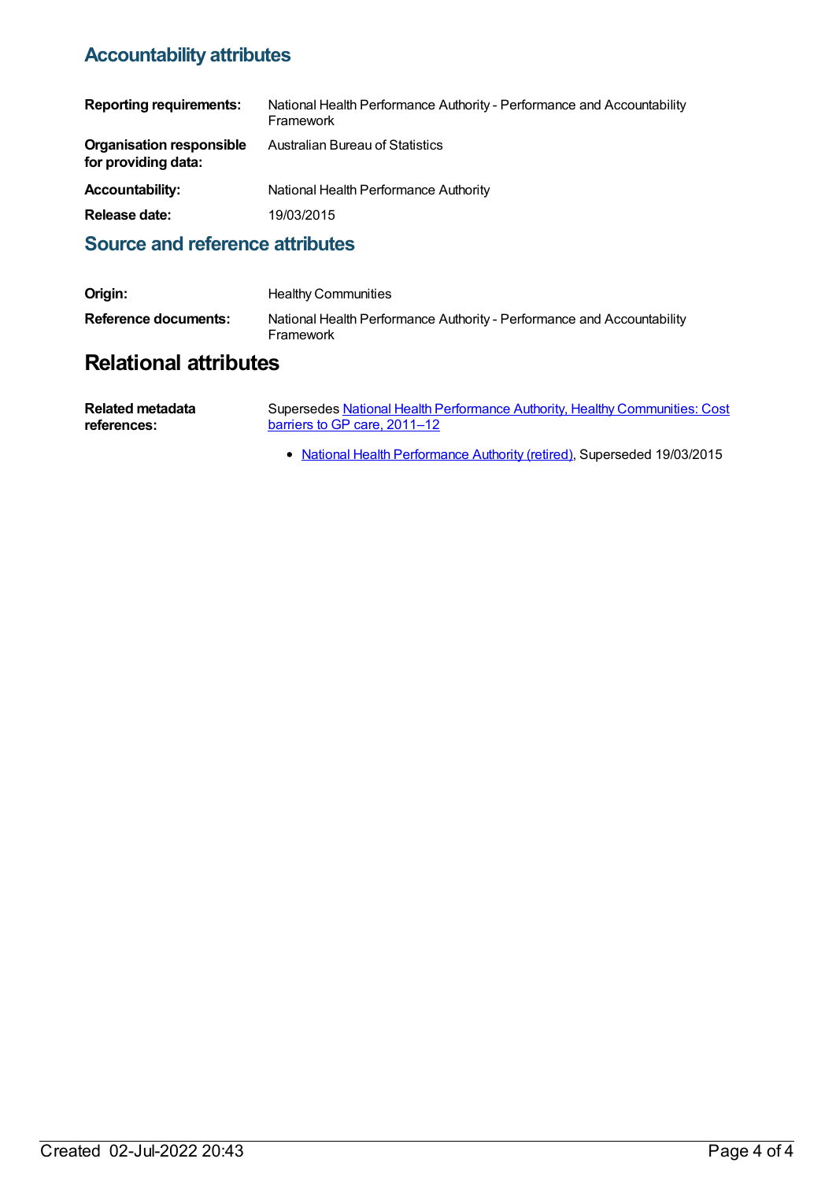## Accountability attributes

| | |
|---|---|
| **Reporting requirements:** | National Health Performance Authority - Performance and Accountability Framework |
| **Organisation responsible for providing data:** | Australian Bureau of Statistics |
| **Accountability:** | National Health Performance Authority |
| **Release date:** | 19/03/2015 |

## Source and reference attributes

| | |
|---|---|
| **Origin:** | Healthy Communities |
| **Reference documents:** | National Health Performance Authority - Performance and Accountability Framework |

# Relational attributes

**Related metadata references:**

Supersedes National Health Performance Authority, Healthy Communities: Cost barriers to GP care, 2011–12

- National Health Performance Authority (retired), Superseded 19/03/2015